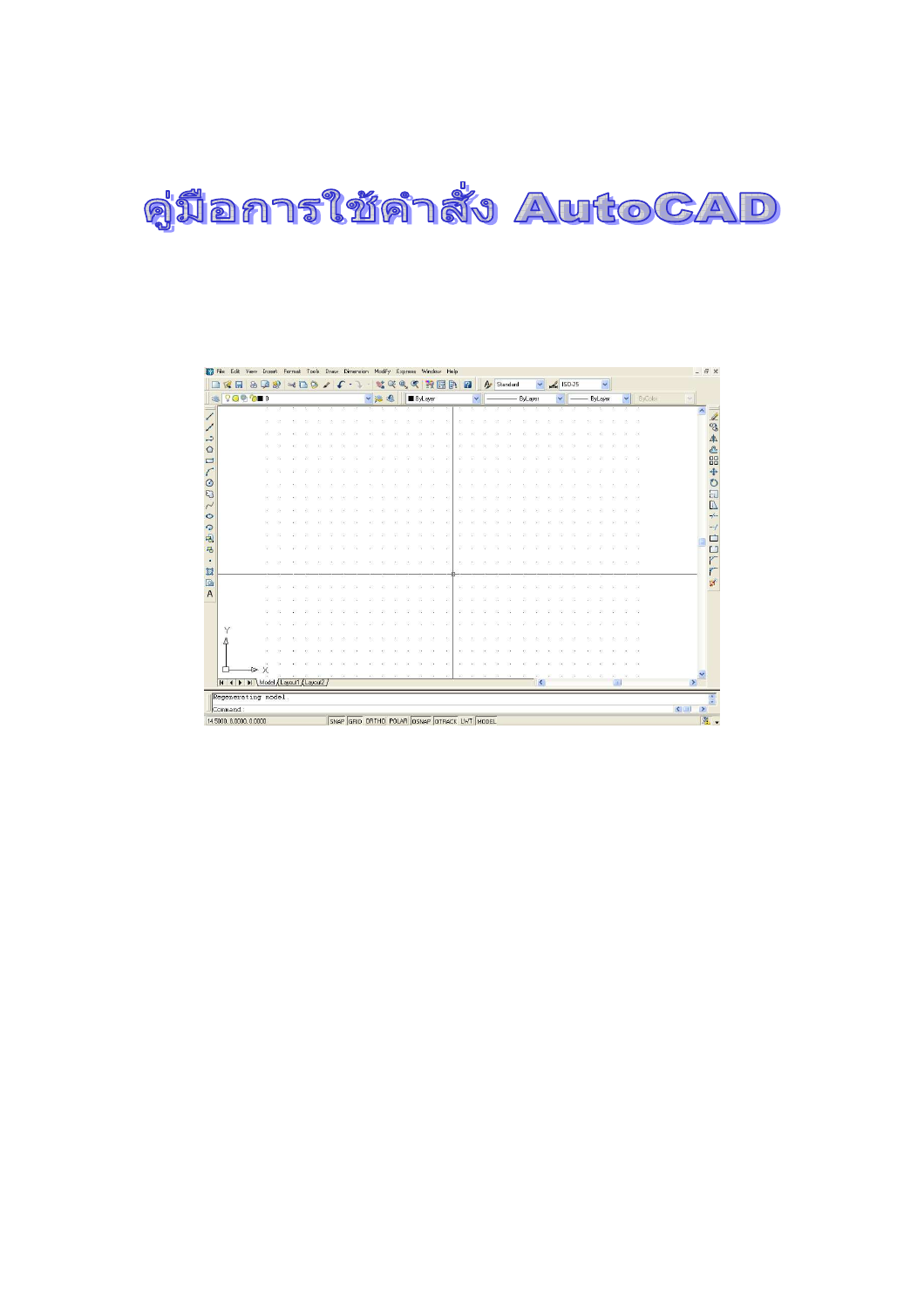# คู่มือการใช้คำสั่ง AutoCAD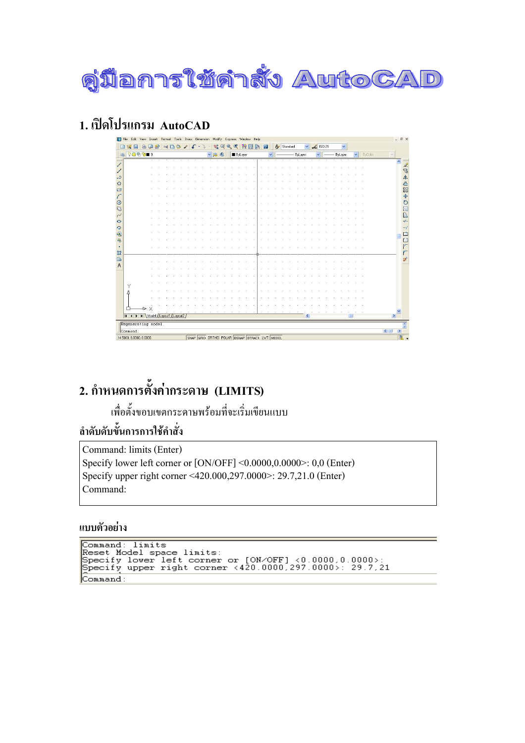# คู่มือการใช้คำสั่ง AutoCAD

## 1. เปิดโปรแกรม AutoCAD

## 2. กำหนดการตั้งค่ากระดาษ (LIMITS)

เพื่อตั้งขอบเขตกระดาษพร้อมที่จะเริ่มเขียนแบบ

**ลำดับขั้นการการใช้คำสั่ง**

```
Command: limits (Enter)
Specify lower left corner or [ON/OFF] <0.0000,0.0000>: 0,0 (Enter)
Specify upper right corner <420.000,297.0000>: 29.7,21.0 (Enter)
Command:
```

**แบบตัวอย่าง**

```
Command: limits
Reset Model space limits:
Specify lower left corner or [ON/OFF] <0.0000,0.0000>:
Specify upper right corner <420.0000,297.0000>: 29.7,21
Command:
```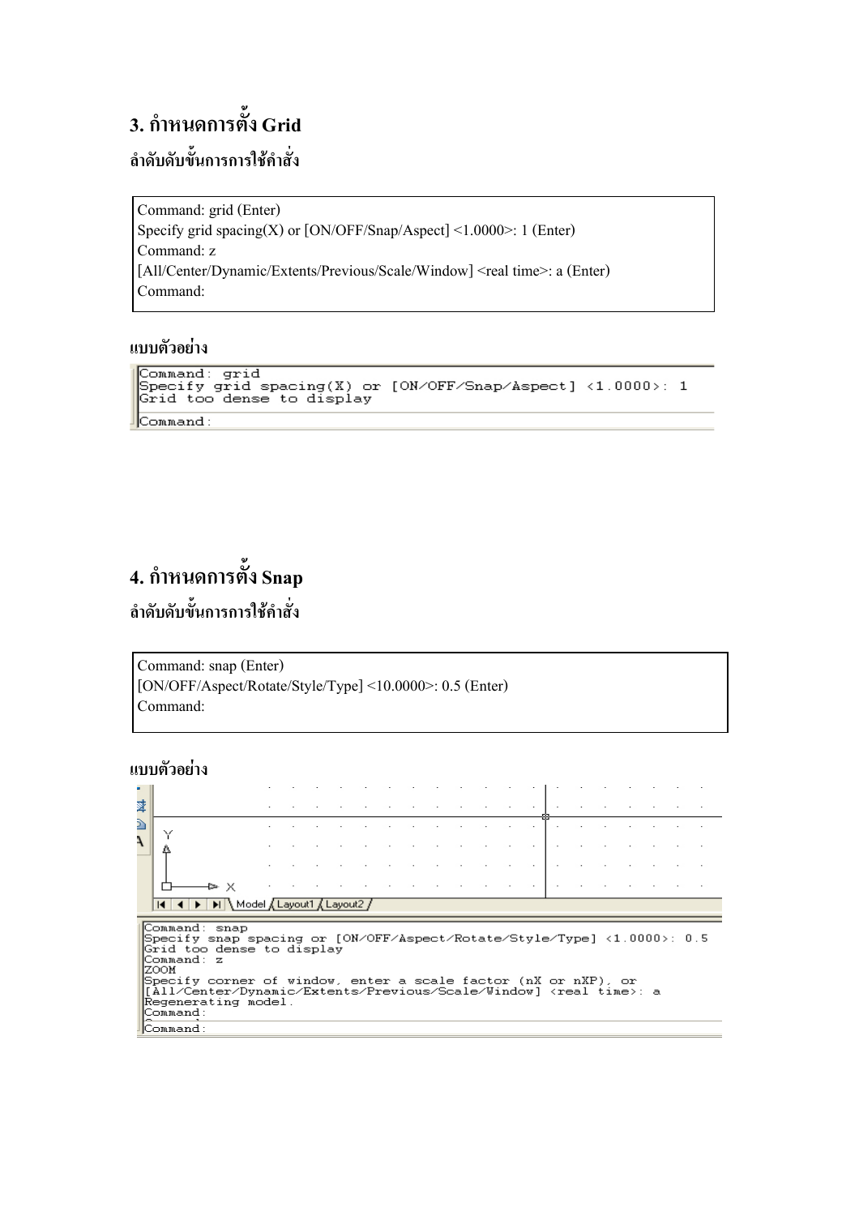## 3. กำหนดการตั้ง Grid

### ลำดับดับขั้นการการใช้คำสั่ง

```
Command: grid (Enter)
Specify grid spacing(X) or [ON/OFF/Snap/Aspect] <1.0000>: 1 (Enter)
Command: z
[All/Center/Dynamic/Extents/Previous/Scale/Window] <real time>: a (Enter)
Command:
```

### แบบตัวอย่าง

```
Command: grid
Specify grid spacing(X) or [ON/OFF/Snap/Aspect] <1.0000>: 1
Grid too dense to display
Command:
```

## 4. กำหนดการตั้ง Snap

### ลำดับดับขั้นการการใช้คำสั่ง

```
Command: snap (Enter)
[ON/OFF/Aspect/Rotate/Style/Type] <10.0000>: 0.5 (Enter)
Command:
```

### แบบตัวอย่าง

```
Command: snap
Specify snap spacing or [ON/OFF/Aspect/Rotate/Style/Type] <1.0000>: 0.5
Grid too dense to display
Command: z
ZOOM
Specify corner of window, enter a scale factor (nX or nXP), or
[All/Center/Dynamic/Extents/Previous/Scale/Window] <real time>: a
Regenerating model.
Command:
Command:
```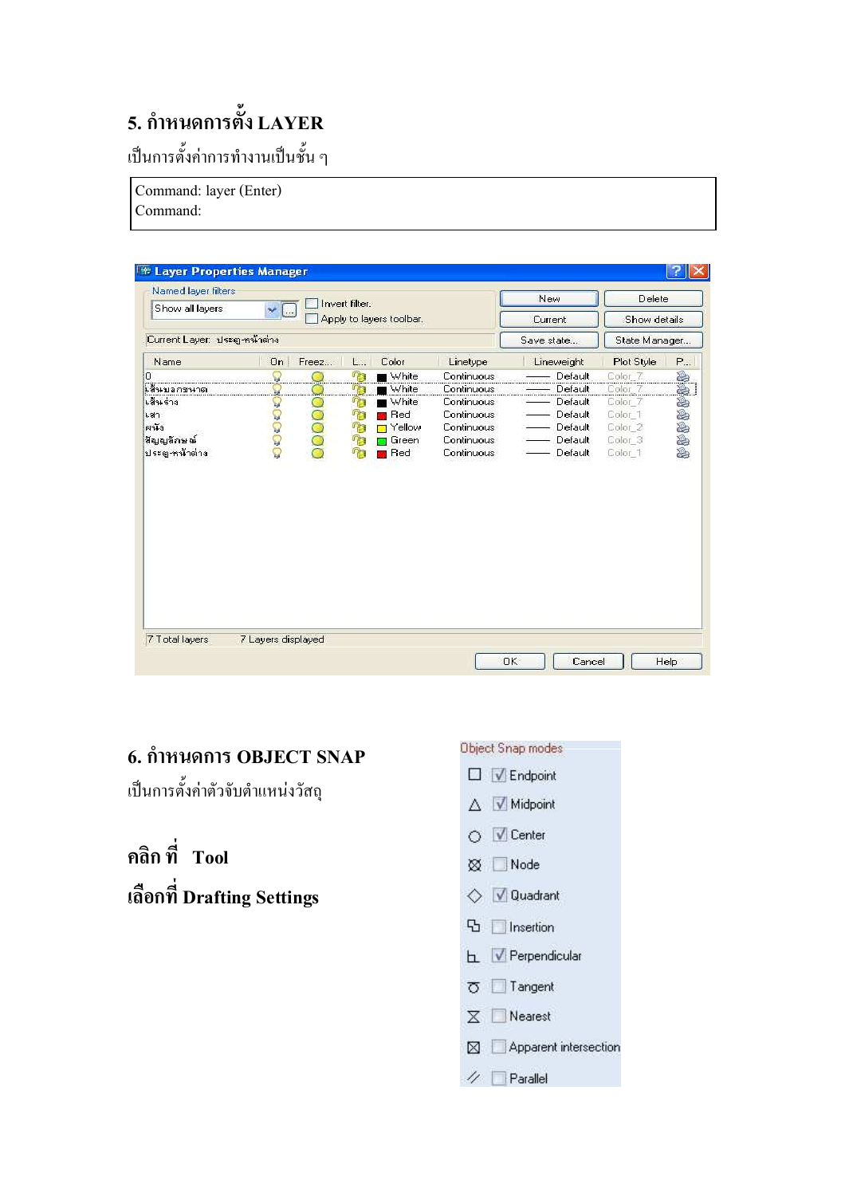## 5. กำหนดการตั้ง LAYER

เป็นการตั้งค่าการทำงานเป็นชั้น ๆ

```
Command: layer (Enter)
Command:
```

**Layer Properties Manager**

Named layer filters: Show all layers

☐ Invert filter.
☐ Apply to layers toolbar.

New | Delete | Current | Show details | Save state... | State Manager...

Current Layer: ประตู-หน้าต่าง

| Name | On | Freez... | L... | Color | Linetype | Lineweight | Plot Style | P... |
|---|---|---|---|---|---|---|---|---|
| 0 | | | | White | Continuous | Default | Color_7 | |
| เส้นบอกขนาด | | | | White | Continuous | Default | Color_7 | |
| เส้นร่าง | | | | White | Continuous | Default | Color_7 | |
| เสา | | | | Red | Continuous | Default | Color_1 | |
| ผนัง | | | | Yellow | Continuous | Default | Color_2 | |
| สัญลักษณ์ | | | | Green | Continuous | Default | Color_3 | |
| ประตู-หน้าต่าง | | | | Red | Continuous | Default | Color_1 | |

7 Total layers    7 Layers displayed

OK | Cancel | Help

## 6. กำหนดการ OBJECT SNAP

เป็นการตั้งค่าตัวจับตำแหน่งวัสดุ

**คลิก ที่ Tool**

**เลือกที่ Drafting Settings**

Object Snap modes

- ☑ Endpoint
- ☑ Midpoint
- ☑ Center
- ☐ Node
- ☑ Quadrant
- ☐ Insertion
- ☑ Perpendicular
- ☐ Tangent
- ☐ Nearest
- ☐ Apparent intersection
- ☐ Parallel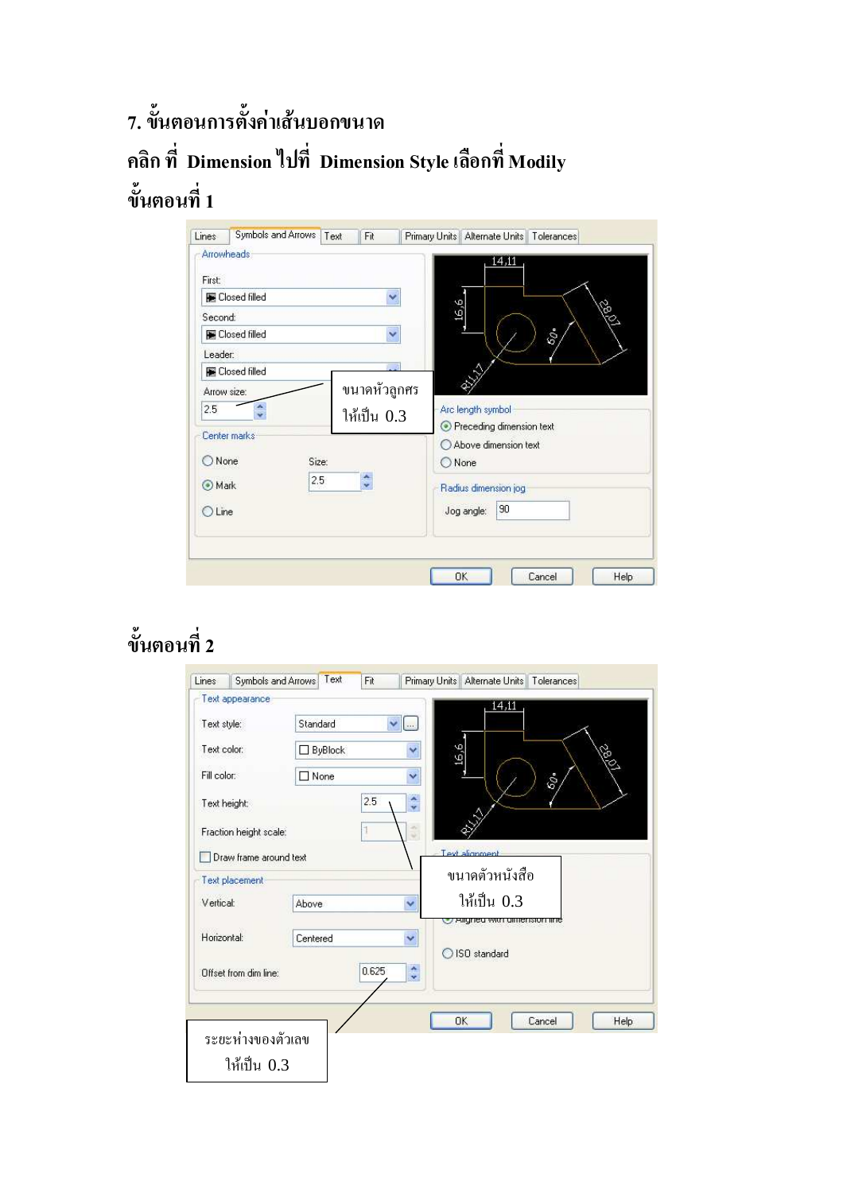## 7. ขั้นตอนการตั้งค่าเส้นบอกขนาด

**คลิก ที่ Dimension ไปที่ Dimension Style เลือกที่ Modily**

**ขั้นตอนที่ 1**

Lines | Symbols and Arrows | Text | Fit | Primary Units | Alternate Units | Tolerances

Arrowheads

First: Closed filled

Second: Closed filled

Leader: Closed filled

Arrow size: 2.5

ขนาดหัวลูกศร ให้เป็น 0.3

Center marks

None / Mark / Line

Size: 2.5

Arc length symbol

Preceding dimension text / Above dimension text / None

Radius dimension jog

Jog angle: 90

OK | Cancel | Help

**ขั้นตอนที่ 2**

Lines | Symbols and Arrows | Text | Fit | Primary Units | Alternate Units | Tolerances

Text appearance

Text style: Standard

Text color: ByBlock

Fill color: None

Text height: 2.5

Fraction height scale: 1

Draw frame around text

ขนาดตัวหนังสือ ให้เป็น 0.3

Text placement

Vertical: Above

Horizontal: Centered

Offset from dim line: 0.625

Text alignment

Aligned with dimension line

ISO standard

OK | Cancel | Help

ระยะห่างของตัวเลข ให้เป็น 0.3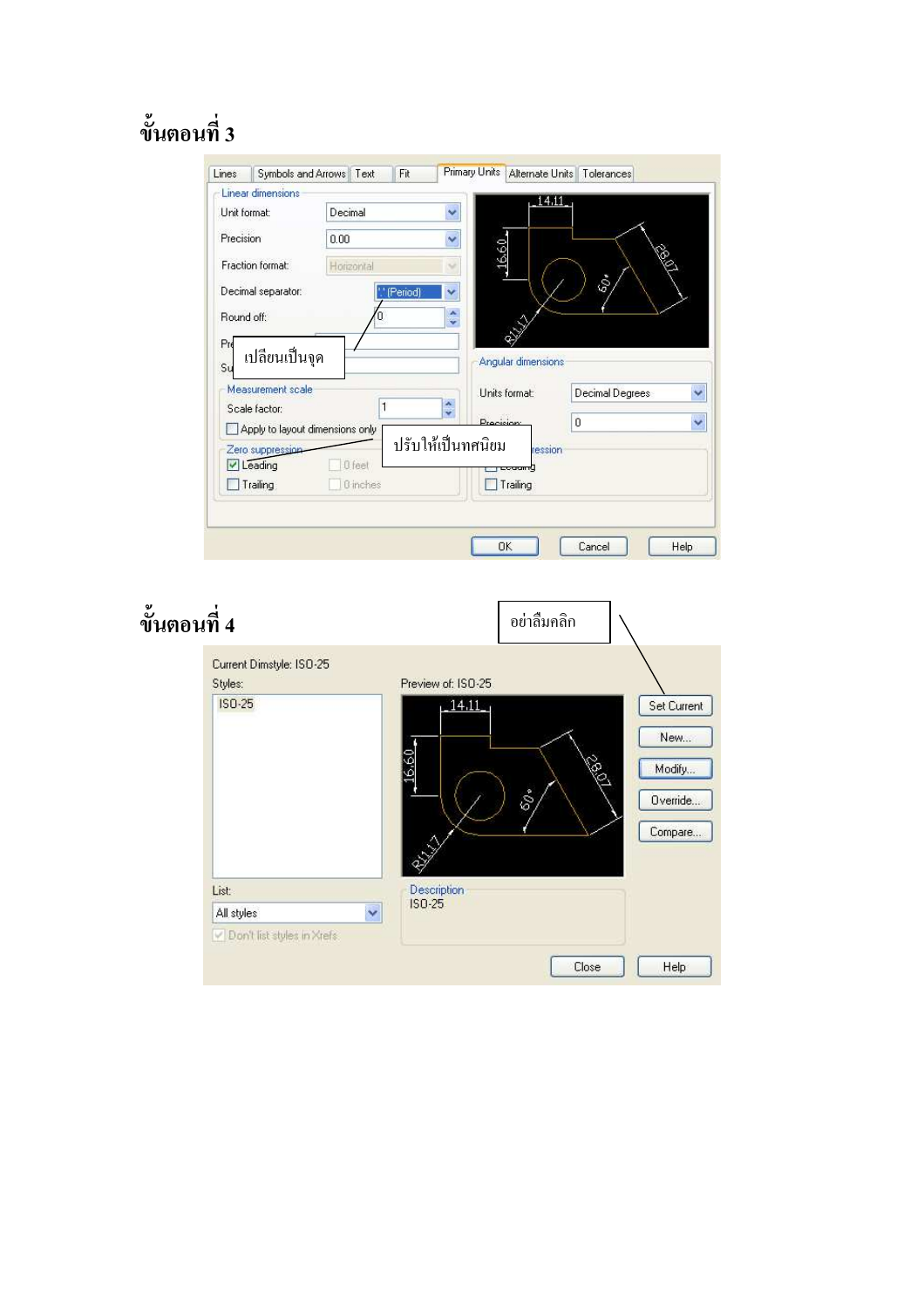## ขั้นตอนที่ 3

Lines | Symbols and Arrows | Text | Fit | Primary Units | Alternate Units | Tolerances

Linear dimensions

Unit format: Decimal

Precision: 0.00

Fraction format: Horizontal

Decimal separator: '.' (Period)

Round off: 0

Pr

Su

เปลี่ยนเป็นจุด

Measurement scale

Scale factor: 1

Apply to layout dimensions only

Zero suppression

Leading

Trailing

0 feet

0 inches

ปรับให้เป็นทศนิยม

Angular dimensions

Units format: Decimal Degrees

Precision: 0

Zero suppression

Leading

Trailing

OK | Cancel | Help

## ขั้นตอนที่ 4

อย่าลืมคลิก

Current Dimstyle: ISO-25

Styles:

ISO-25

Preview of: ISO-25

Set Current

New...

Modify...

Override...

Compare...

List:

All styles

Don't list styles in Xrefs

Description

ISO-25

Close | Help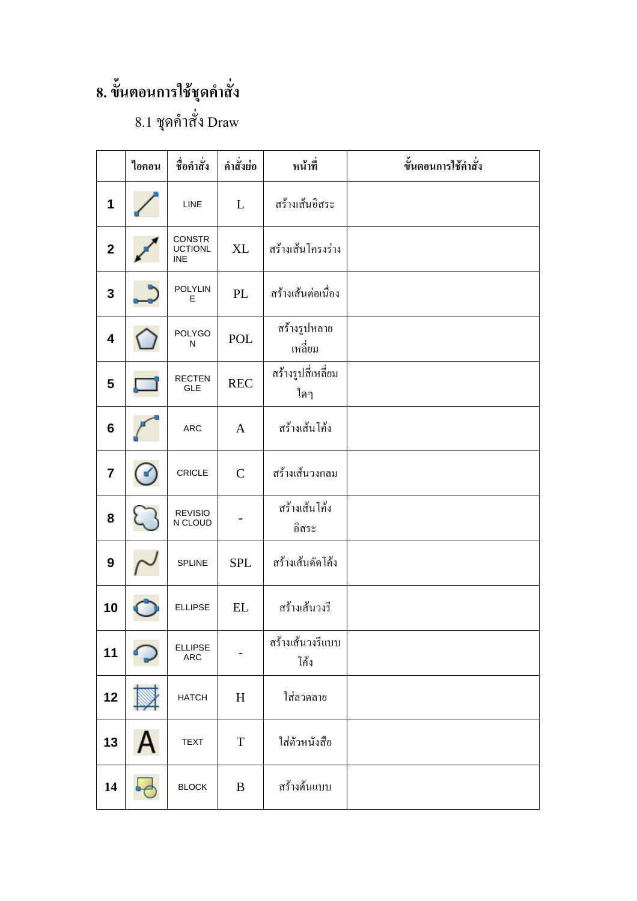# 8. ขั้นตอนการใช้ชุดคำสั่ง

## 8.1 ชุดคำสั่ง Draw

|  | ไอคอน | ชื่อคำสั่ง | คำสั่งย่อ | หน้าที่ | ขั้นตอนการใช้คำสั่ง |
|---|---|---|---|---|---|
| 1 |  | LINE | L | สร้างเส้นอิสระ |  |
| 2 |  | CONSTRUCTIONLINE | XL | สร้างเส้นโครงร่าง |  |
| 3 |  | POLYLINE | PL | สร้างเส้นต่อเนื่อง |  |
| 4 |  | POLYGON | POL | สร้างรูปหลายเหลี่ยม |  |
| 5 |  | RECTENGLE | REC | สร้างรูปสี่เหลี่ยมใดๆ |  |
| 6 |  | ARC | A | สร้างเส้นโค้ง |  |
| 7 |  | CRICLE | C | สร้างเส้นวงกลม |  |
| 8 |  | REVISION CLOUD | - | สร้างเส้นโค้งอิสระ |  |
| 9 |  | SPLINE | SPL | สร้างเส้นคดโค้ง |  |
| 10 |  | ELLIPSE | EL | สร้างเส้นวงรี |  |
| 11 |  | ELLIPSE ARC | - | สร้างเส้นวงรีแบบโค้ง |  |
| 12 |  | HATCH | H | ใส่ลวดลาย |  |
| 13 |  | TEXT | T | ใส่ตัวหนังสือ |  |
| 14 |  | BLOCK | B | สร้างต้นแบบ |  |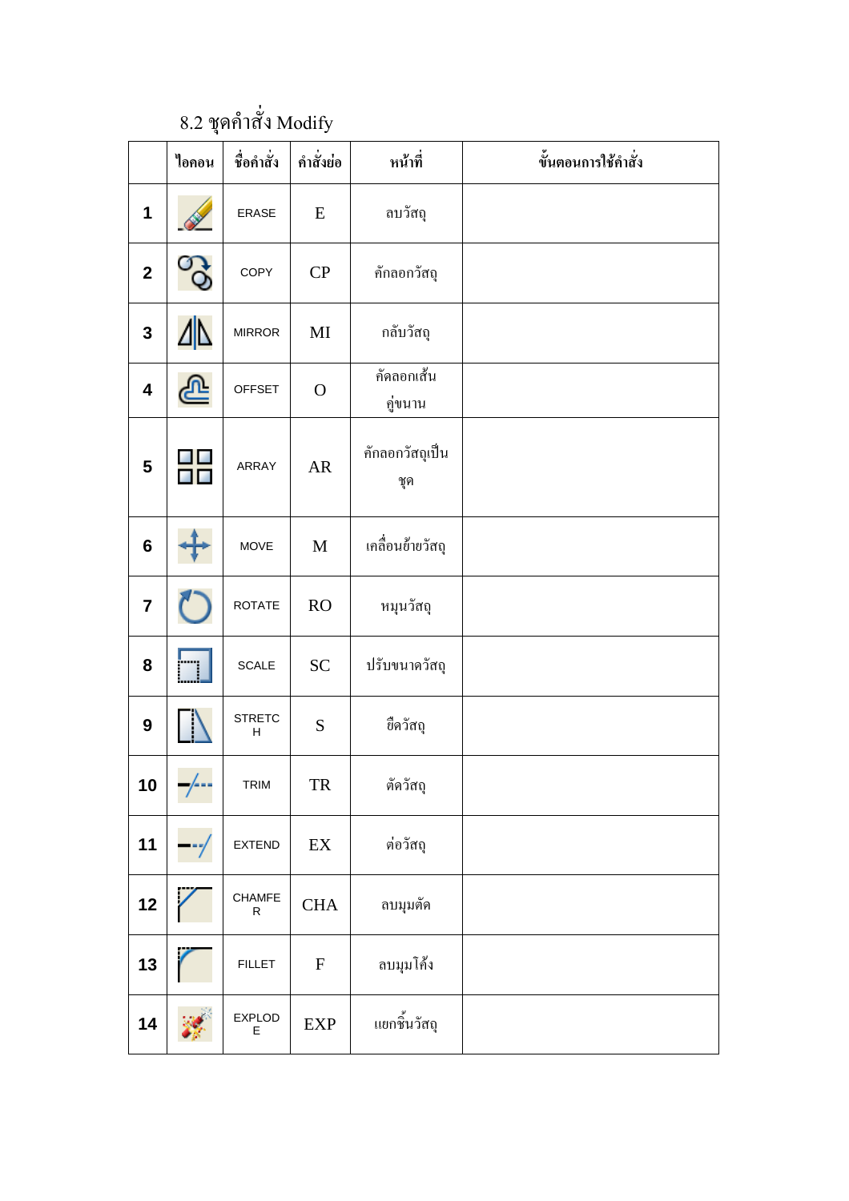8.2 ชุดคำสั่ง Modify

|  | ไอคอน | ชื่อคำสั่ง | คำสั่งย่อ | หน้าที่ | ขั้นตอนการใช้คำสั่ง |
|---|---|---|---|---|---|
| 1 |  | ERASE | E | ลบวัสดุ |  |
| 2 |  | COPY | CP | คักลอกวัสดุ |  |
| 3 |  | MIRROR | MI | กลับวัสดุ |  |
| 4 |  | OFFSET | O | คัดลอกเส้นคู่ขนาน |  |
| 5 |  | ARRAY | AR | คักลอกวัสดุเป็นชุด |  |
| 6 |  | MOVE | M | เคลื่อนย้ายวัสดุ |  |
| 7 |  | ROTATE | RO | หมุนวัสดุ |  |
| 8 |  | SCALE | SC | ปรับขนาดวัสดุ |  |
| 9 |  | STRETCH | S | ยืดวัสดุ |  |
| 10 |  | TRIM | TR | ตัดวัสดุ |  |
| 11 |  | EXTEND | EX | ต่อวัสดุ |  |
| 12 |  | CHAMFER | CHA | ลบมุมตัด |  |
| 13 |  | FILLET | F | ลบมุมโค้ง |  |
| 14 |  | EXPLODE | EXP | แยกชิ้นวัสดุ |  |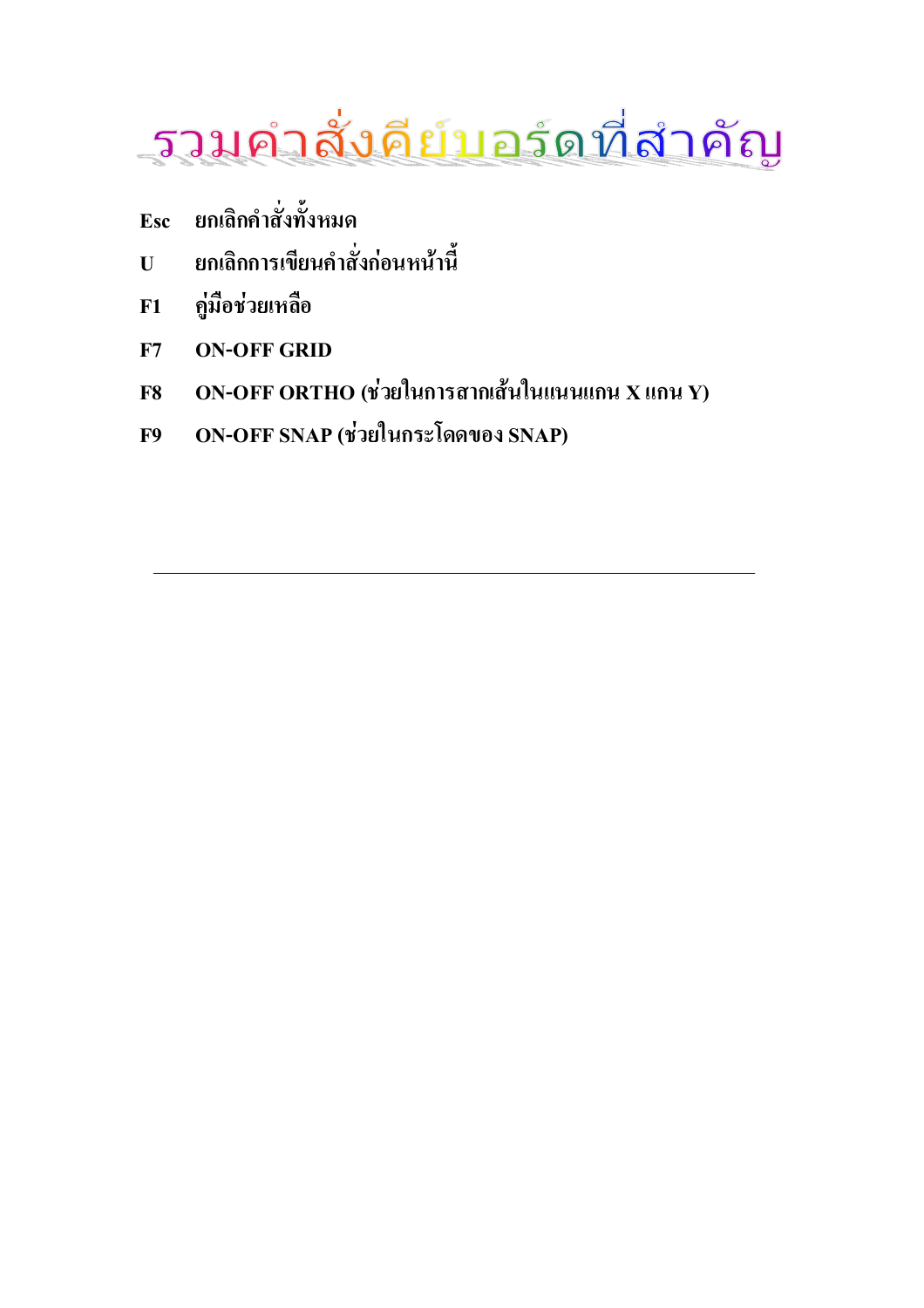# รวมคำสั่งคีย์บอร์ดที่สำคัญ

**Esc** ยกเลิกคำสั่งทั้งหมด

**U** ยกเลิกการเขียนคำสั่งก่อนหน้านี้

**F1** คู่มือช่วยเหลือ

**F7** ON-OFF GRID

**F8** ON-OFF ORTHO (ช่วยในการลากเส้นในแนวแกน X แกน Y)

**F9** ON-OFF SNAP (ช่วยในกระโดดของ SNAP)

---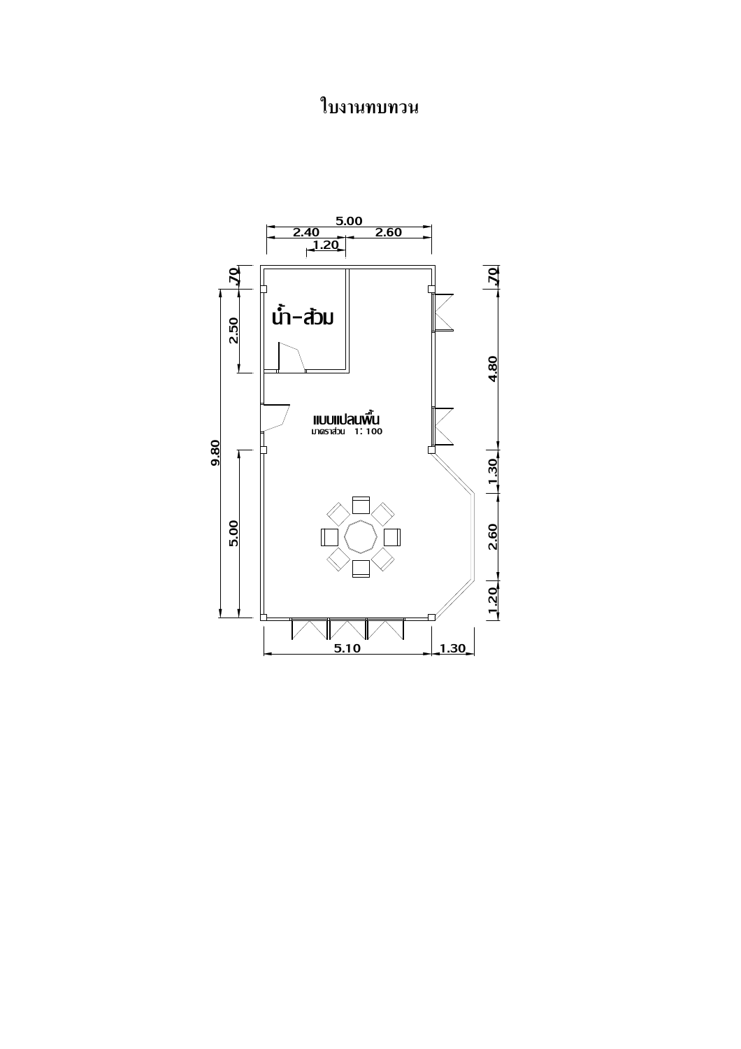# ใบงานทบทวน

น้ำ-ส้วม

แบบแปลนพื้น

มาตราส่วน 1: 100

5.00

2.40

2.60

1.20

.70

2.50

9.80

5.00

.70

4.80

1.30

2.60

1.20

5.10

1.30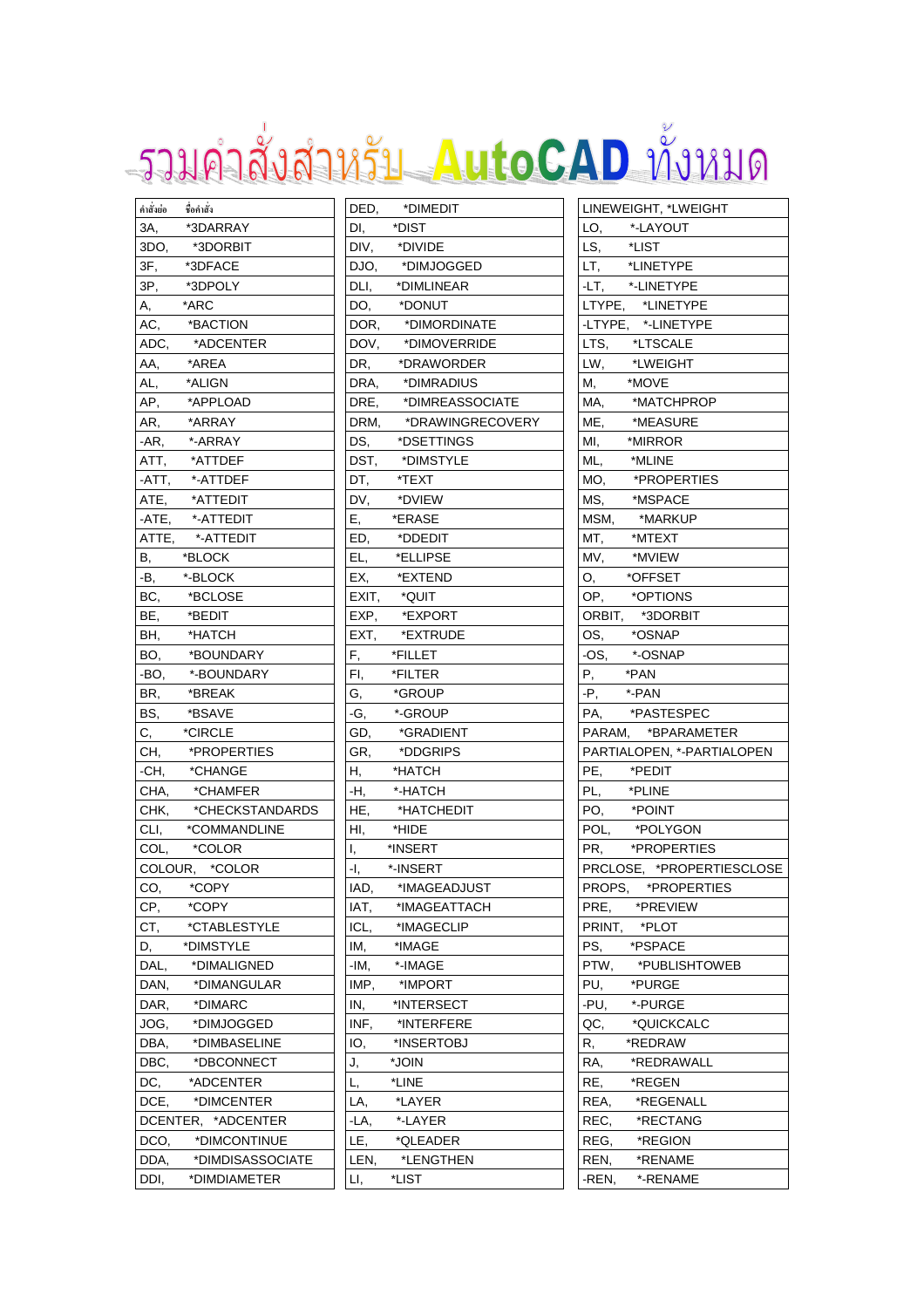# รวมคำสั่งสำหรับ AutoCAD ทั้งหมด

| คำสั่งย่อ ชื่อคำสั่ง |
|---|
| 3A, *3DARRAY |
| 3DO, *3DORBIT |
| 3F, *3DFACE |
| 3P, *3DPOLY |
| A, *ARC |
| AC, *BACTION |
| ADC, *ADCENTER |
| AA, *AREA |
| AL, *ALIGN |
| AP, *APPLOAD |
| AR, *ARRAY |
| -AR, *-ARRAY |
| ATT, *ATTDEF |
| -ATT, *-ATTDEF |
| ATE, *ATTEDIT |
| -ATE, *-ATTEDIT |
| ATTE, *-ATTEDIT |
| B, *BLOCK |
| -B, *-BLOCK |
| BC, *BCLOSE |
| BE, *BEDIT |
| BH, *HATCH |
| BO, *BOUNDARY |
| -BO, *-BOUNDARY |
| BR, *BREAK |
| BS, *BSAVE |
| C, *CIRCLE |
| CH, *PROPERTIES |
| -CH, *CHANGE |
| CHA, *CHAMFER |
| CHK, *CHECKSTANDARDS |
| CLI, *COMMANDLINE |
| COL, *COLOR |
| COLOUR, *COLOR |
| CO, *COPY |
| CP, *COPY |
| CT, *CTABLESTYLE |
| D, *DIMSTYLE |
| DAL, *DIMALIGNED |
| DAN, *DIMANGULAR |
| DAR, *DIMARC |
| JOG, *DIMJOGGED |
| DBA, *DIMBASELINE |
| DBC, *DBCONNECT |
| DC, *ADCENTER |
| DCE, *DIMCENTER |
| DCENTER, *ADCENTER |
| DCO, *DIMCONTINUE |
| DDA, *DIMDISASSOCIATE |
| DDI, *DIMDIAMETER |

| |
|---|
| DED, *DIMEDIT |
| DI, *DIST |
| DIV, *DIVIDE |
| DJO, *DIMJOGGED |
| DLI, *DIMLINEAR |
| DO, *DONUT |
| DOR, *DIMORDINATE |
| DOV, *DIMOVERRIDE |
| DR, *DRAWORDER |
| DRA, *DIMRADIUS |
| DRE, *DIMREASSOCIATE |
| DRM, *DRAWINGRECOVERY |
| DS, *DSETTINGS |
| DST, *DIMSTYLE |
| DT, *TEXT |
| DV, *DVIEW |
| E, *ERASE |
| ED, *DDEDIT |
| EL, *ELLIPSE |
| EX, *EXTEND |
| EXIT, *QUIT |
| EXP, *EXPORT |
| EXT, *EXTRUDE |
| F, *FILLET |
| FI, *FILTER |
| G, *GROUP |
| -G, *-GROUP |
| GD, *GRADIENT |
| GR, *DDGRIPS |
| H, *HATCH |
| -H, *-HATCH |
| HE, *HATCHEDIT |
| HI, *HIDE |
| I, *INSERT |
| -I, *-INSERT |
| IAD, *IMAGEADJUST |
| IAT, *IMAGEATTACH |
| ICL, *IMAGECLIP |
| IM, *IMAGE |
| -IM, *-IMAGE |
| IMP, *IMPORT |
| IN, *INTERSECT |
| INF, *INTERFERE |
| IO, *INSERTOBJ |
| J, *JOIN |
| L, *LINE |
| LA, *LAYER |
| -LA, *-LAYER |
| LE, *QLEADER |
| LEN, *LENGTHEN |
| LI, *LIST |

| |
|---|
| LINEWEIGHT, *LWEIGHT |
| LO, *-LAYOUT |
| LS, *LIST |
| LT, *LINETYPE |
| -LT, *-LINETYPE |
| LTYPE, *LINETYPE |
| -LTYPE, *-LINETYPE |
| LTS, *LTSCALE |
| LW, *LWEIGHT |
| M, *MOVE |
| MA, *MATCHPROP |
| ME, *MEASURE |
| MI, *MIRROR |
| ML, *MLINE |
| MO, *PROPERTIES |
| MS, *MSPACE |
| MSM, *MARKUP |
| MT, *MTEXT |
| MV, *MVIEW |
| O, *OFFSET |
| OP, *OPTIONS |
| ORBIT, *3DORBIT |
| OS, *OSNAP |
| -OS, *-OSNAP |
| P, *PAN |
| -P, *-PAN |
| PA, *PASTESPEC |
| PARAM, *BPARAMETER |
| PARTIALOPEN, *-PARTIALOPEN |
| PE, *PEDIT |
| PL, *PLINE |
| PO, *POINT |
| POL, *POLYGON |
| PR, *PROPERTIES |
| PRCLOSE, *PROPERTIESCLOSE |
| PROPS, *PROPERTIES |
| PRE, *PREVIEW |
| PRINT, *PLOT |
| PS, *PSPACE |
| PTW, *PUBLISHTOWEB |
| PU, *PURGE |
| -PU, *-PURGE |
| QC, *QUICKCALC |
| R, *REDRAW |
| RA, *REDRAWALL |
| RE, *REGEN |
| REA, *REGENALL |
| REC, *RECTANG |
| REG, *REGION |
| REN, *RENAME |
| -REN, *-RENAME |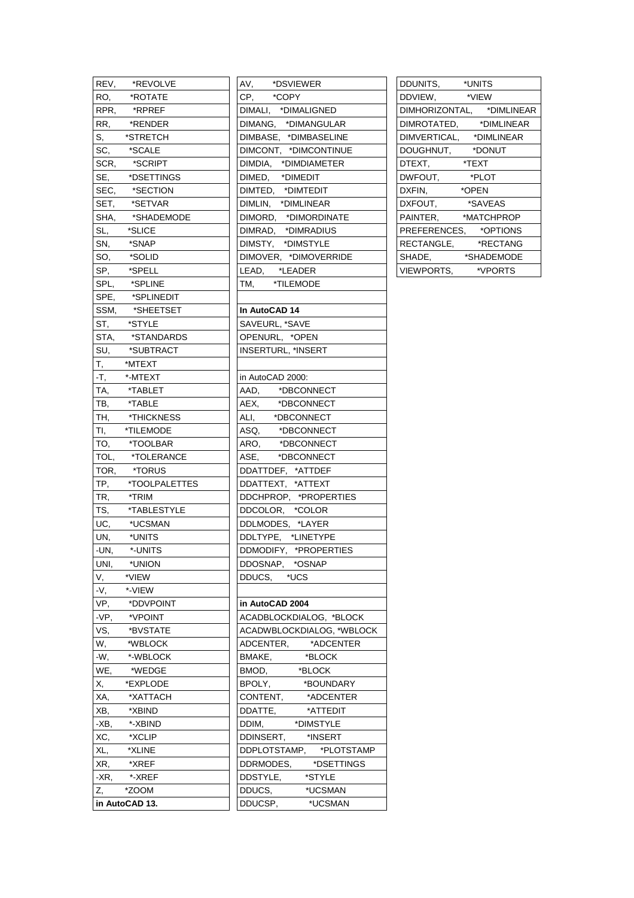| | |
|---|---|
| REV, | *REVOLVE |
| RO, | *ROTATE |
| RPR, | *RPREF |
| RR, | *RENDER |
| S, | *STRETCH |
| SC, | *SCALE |
| SCR, | *SCRIPT |
| SE, | *DSETTINGS |
| SEC, | *SECTION |
| SET, | *SETVAR |
| SHA, | *SHADEMODE |
| SL, | *SLICE |
| SN, | *SNAP |
| SO, | *SOLID |
| SP, | *SPELL |
| SPL, | *SPLINE |
| SPE, | *SPLINEDIT |
| SSM, | *SHEETSET |
| ST, | *STYLE |
| STA, | *STANDARDS |
| SU, | *SUBTRACT |
| T, | *MTEXT |
| -T, | *-MTEXT |
| TA, | *TABLET |
| TB, | *TABLE |
| TH, | *THICKNESS |
| TI, | *TILEMODE |
| TO, | *TOOLBAR |
| TOL, | *TOLERANCE |
| TOR, | *TORUS |
| TP, | *TOOLPALETTES |
| TR, | *TRIM |
| TS, | *TABLESTYLE |
| UC, | *UCSMAN |
| UN, | *UNITS |
| -UN, | *-UNITS |
| UNI, | *UNION |
| V, | *VIEW |
| -V, | *-VIEW |
| VP, | *DDVPOINT |
| -VP, | *VPOINT |
| VS, | *BVSTATE |
| W, | *WBLOCK |
| -W, | *-WBLOCK |
| WE, | *WEDGE |
| X, | *EXPLODE |
| XA, | *XATTACH |
| XB, | *XBIND |
| -XB, | *-XBIND |
| XC, | *XCLIP |
| XL, | *XLINE |
| XR, | *XREF |
| -XR, | *-XREF |
| Z, | *ZOOM |
| **in AutoCAD 13.** | |
| AV, | *DSVIEWER |
| CP, | *COPY |
| DIMALI, | *DIMALIGNED |
| DIMANG, | *DIMANGULAR |
| DIMBASE, | *DIMBASELINE |
| DIMCONT, | *DIMCONTINUE |
| DIMDIA, | *DIMDIAMETER |
| DIMED, | *DIMEDIT |
| DIMTED, | *DIMTEDIT |
| DIMLIN, | *DIMLINEAR |
| DIMORD, | *DIMORDINATE |
| DIMRAD, | *DIMRADIUS |
| DIMSTY, | *DIMSTYLE |
| DIMOVER, | *DIMOVERRIDE |
| LEAD, | *LEADER |
| TM, | *TILEMODE |
| | |
| **In AutoCAD 14** | |
| SAVEURL, | *SAVE |
| OPENURL, | *OPEN |
| INSERTURL, | *INSERT |
| | |
| in AutoCAD 2000: | |
| AAD, | *DBCONNECT |
| AEX, | *DBCONNECT |
| ALI, | *DBCONNECT |
| ASQ, | *DBCONNECT |
| ARO, | *DBCONNECT |
| ASE, | *DBCONNECT |
| DDATTDEF, | *ATTDEF |
| DDATTEXT, | *ATTEXT |
| DDCHPROP, | *PROPERTIES |
| DDCOLOR, | *COLOR |
| DDLMODES, | *LAYER |
| DDLTYPE, | *LINETYPE |
| DDMODIFY, | *PROPERTIES |
| DDOSNAP, | *OSNAP |
| DDUCS, | *UCS |
| | |
| **in AutoCAD 2004** | |
| ACADBLOCKDIALOG, | *BLOCK |
| ACADWBLOCKDIALOG, | *WBLOCK |
| ADCENTER, | *ADCENTER |
| BMAKE, | *BLOCK |
| BMOD, | *BLOCK |
| BPOLY, | *BOUNDARY |
| CONTENT, | *ADCENTER |
| DDATTE, | *ATTEDIT |
| DDIM, | *DIMSTYLE |
| DDINSERT, | *INSERT |
| DDPLOTSTAMP, | *PLOTSTAMP |
| DDRMODES, | *DSETTINGS |
| DDSTYLE, | *STYLE |
| DDUCS, | *UCSMAN |
| DDUCSP, | *UCSMAN |
| DDUNITS, | *UNITS |
| DDVIEW, | *VIEW |
| DIMHORIZONTAL, | *DIMLINEAR |
| DIMROTATED, | *DIMLINEAR |
| DIMVERTICAL, | *DIMLINEAR |
| DOUGHNUT, | *DONUT |
| DTEXT, | *TEXT |
| DWFOUT, | *PLOT |
| DXFIN, | *OPEN |
| DXFOUT, | *SAVEAS |
| PAINTER, | *MATCHPROP |
| PREFERENCES, | *OPTIONS |
| RECTANGLE, | *RECTANG |
| SHADE, | *SHADEMODE |
| VIEWPORTS, | *VPORTS |